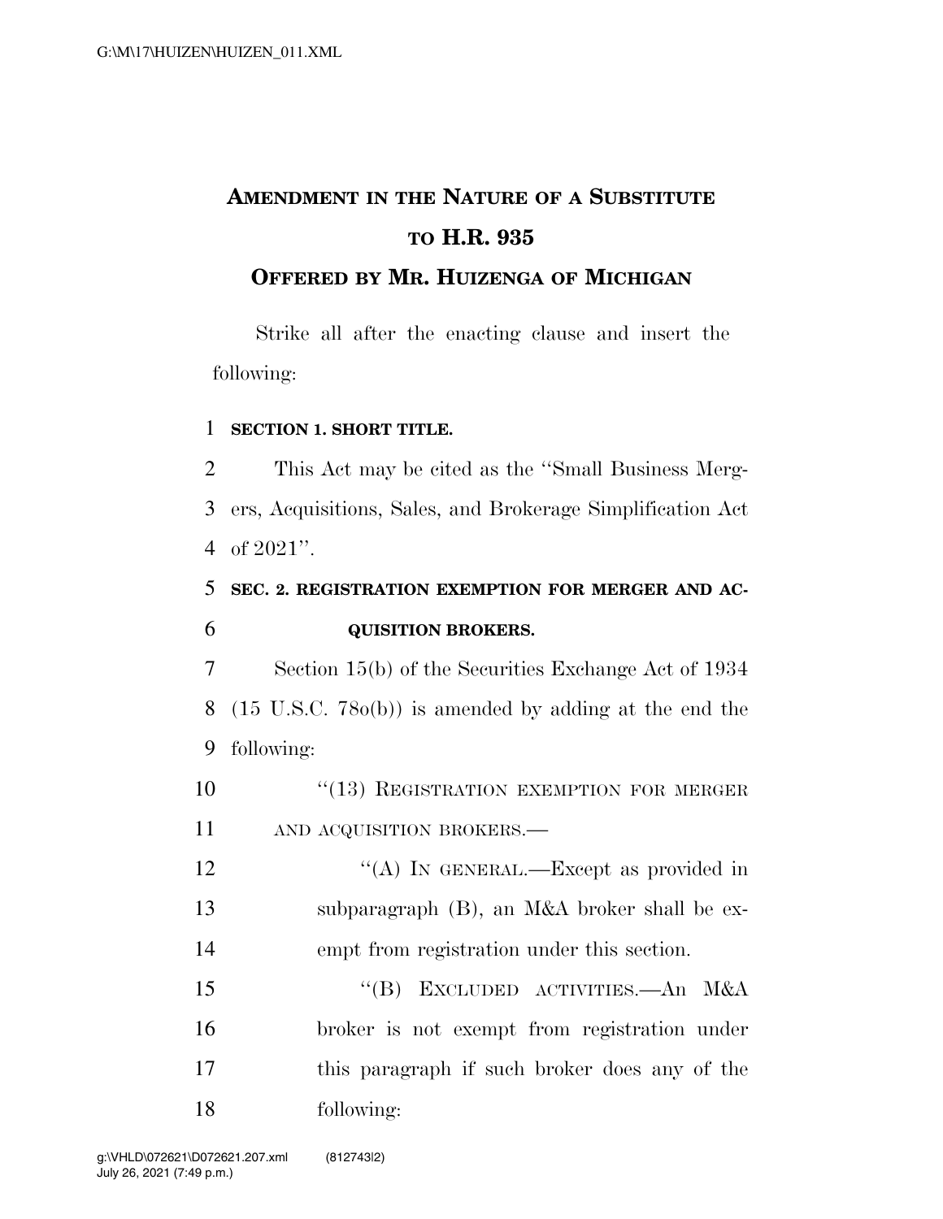# AMENDMENT IN THE NATURE OF A SUBSTITUTE TO H.R. 935

## OFFERED BY MR. HUIZENGA OF MICHIGAN

Strike all after the enacting clause and insert the following:

**SECTION 1. SHORT TITLE.**

This Act may be cited as the "Small Business Mergers, Acquisitions, Sales, and Brokerage Simplification Act of 2021".

**SEC. 2. REGISTRATION EXEMPTION FOR MERGER AND ACQUISITION BROKERS.**

Section 15(b) of the Securities Exchange Act of 1934 (15 U.S.C. 78o(b)) is amended by adding at the end the following:

"(13) REGISTRATION EXEMPTION FOR MERGER AND ACQUISITION BROKERS.—

"(A) IN GENERAL.—Except as provided in subparagraph (B), an M&A broker shall be exempt from registration under this section.

"(B) EXCLUDED ACTIVITIES.—An M&A broker is not exempt from registration under this paragraph if such broker does any of the following: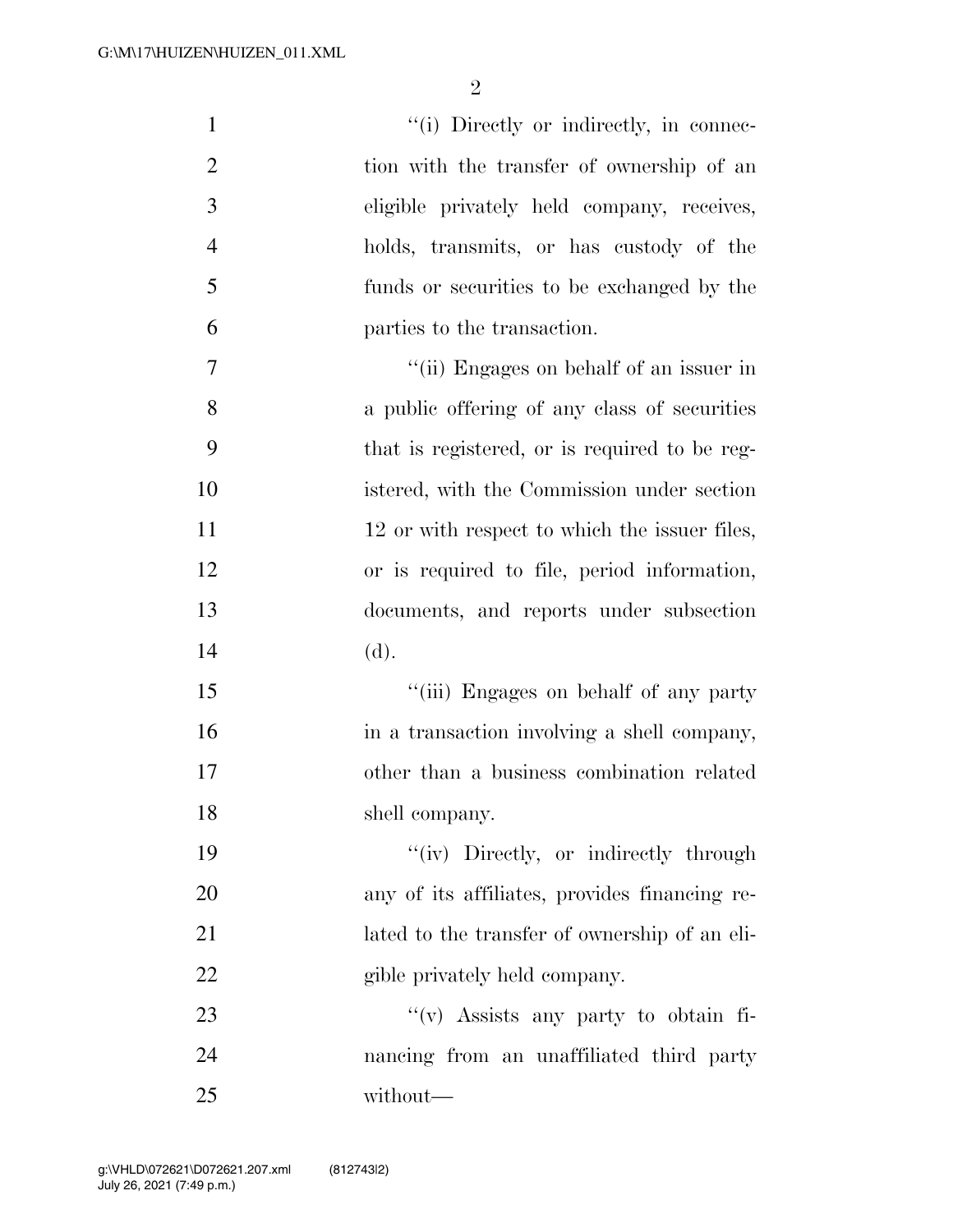"(i) Directly or indirectly, in connection with the transfer of ownership of an eligible privately held company, receives, holds, transmits, or has custody of the funds or securities to be exchanged by the parties to the transaction.

"(ii) Engages on behalf of an issuer in a public offering of any class of securities that is registered, or is required to be registered, with the Commission under section 12 or with respect to which the issuer files, or is required to file, period information, documents, and reports under subsection (d).

"(iii) Engages on behalf of any party in a transaction involving a shell company, other than a business combination related shell company.

"(iv) Directly, or indirectly through any of its affiliates, provides financing related to the transfer of ownership of an eligible privately held company.

"(v) Assists any party to obtain financing from an unaffiliated third party without—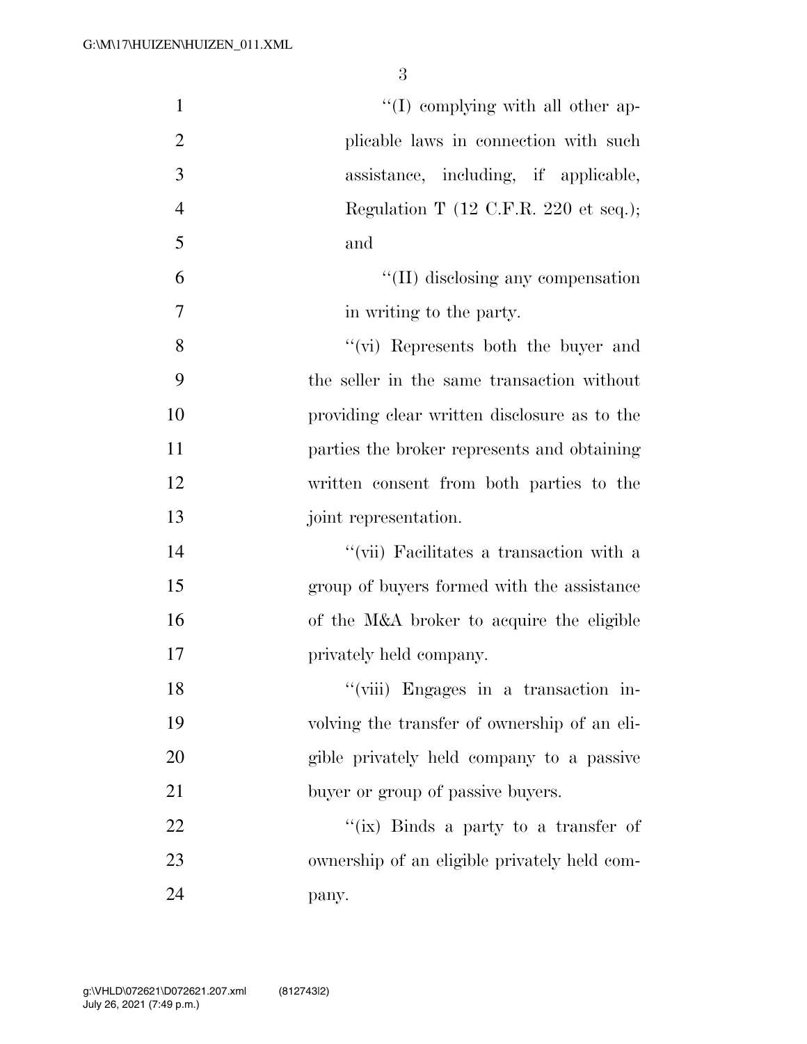"(I) complying with all other applicable laws in connection with such assistance, including, if applicable, Regulation T (12 C.F.R. 220 et seq.); and

"(II) disclosing any compensation in writing to the party.

"(vi) Represents both the buyer and the seller in the same transaction without providing clear written disclosure as to the parties the broker represents and obtaining written consent from both parties to the joint representation.

"(vii) Facilitates a transaction with a group of buyers formed with the assistance of the M&A broker to acquire the eligible privately held company.

"(viii) Engages in a transaction involving the transfer of ownership of an eligible privately held company to a passive buyer or group of passive buyers.

"(ix) Binds a party to a transfer of ownership of an eligible privately held company.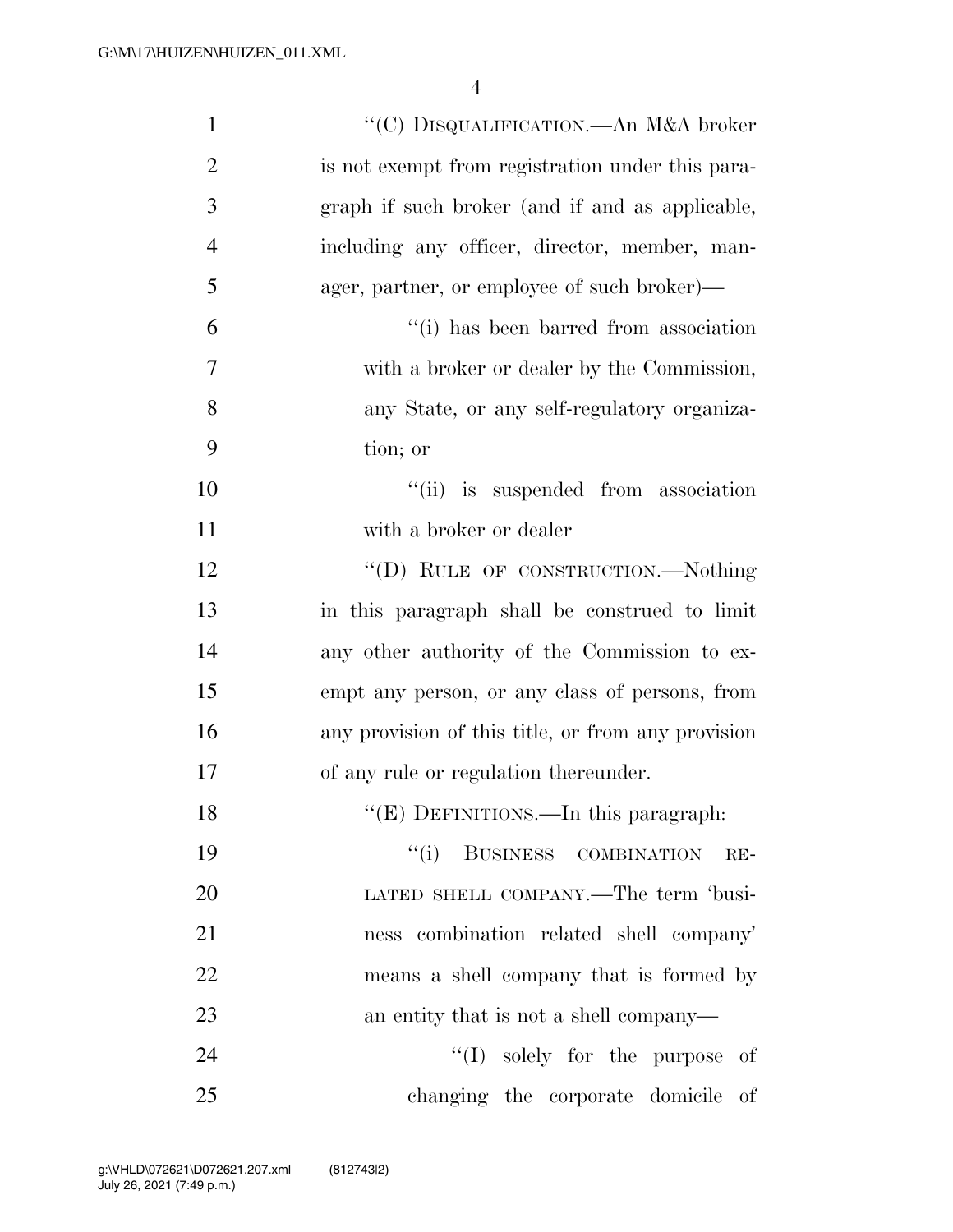"(C) DISQUALIFICATION.—An M&A broker is not exempt from registration under this paragraph if such broker (and if and as applicable, including any officer, director, member, manager, partner, or employee of such broker)—

"(i) has been barred from association with a broker or dealer by the Commission, any State, or any self-regulatory organization; or

"(ii) is suspended from association with a broker or dealer

"(D) RULE OF CONSTRUCTION.—Nothing in this paragraph shall be construed to limit any other authority of the Commission to exempt any person, or any class of persons, from any provision of this title, or from any provision of any rule or regulation thereunder.

"(E) DEFINITIONS.—In this paragraph:

"(i) BUSINESS COMBINATION RELATED SHELL COMPANY.—The term 'business combination related shell company' means a shell company that is formed by an entity that is not a shell company—

"(I) solely for the purpose of changing the corporate domicile of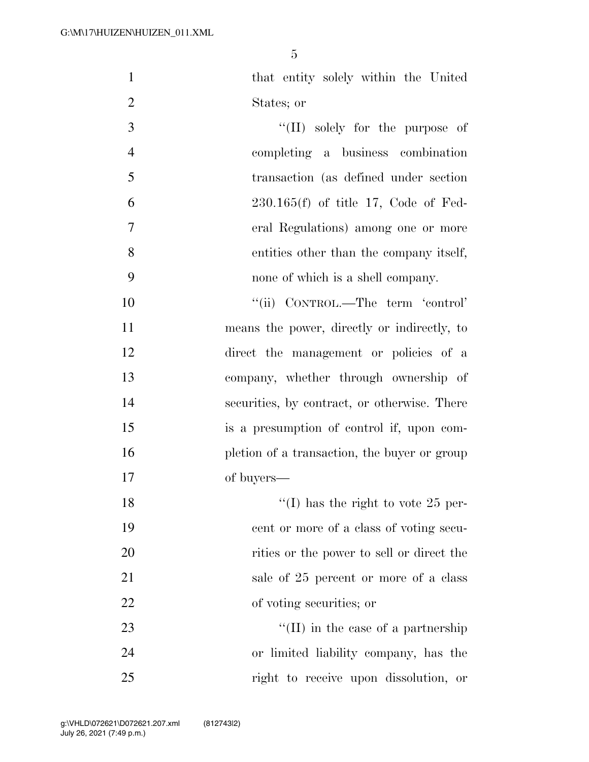that entity solely within the United States; or

"(II) solely for the purpose of completing a business combination transaction (as defined under section 230.165(f) of title 17, Code of Federal Regulations) among one or more entities other than the company itself, none of which is a shell company.

"(ii) CONTROL.—The term 'control' means the power, directly or indirectly, to direct the management or policies of a company, whether through ownership of securities, by contract, or otherwise. There is a presumption of control if, upon completion of a transaction, the buyer or group of buyers—

"(I) has the right to vote 25 percent or more of a class of voting securities or the power to sell or direct the sale of 25 percent or more of a class of voting securities; or

"(II) in the case of a partnership or limited liability company, has the right to receive upon dissolution, or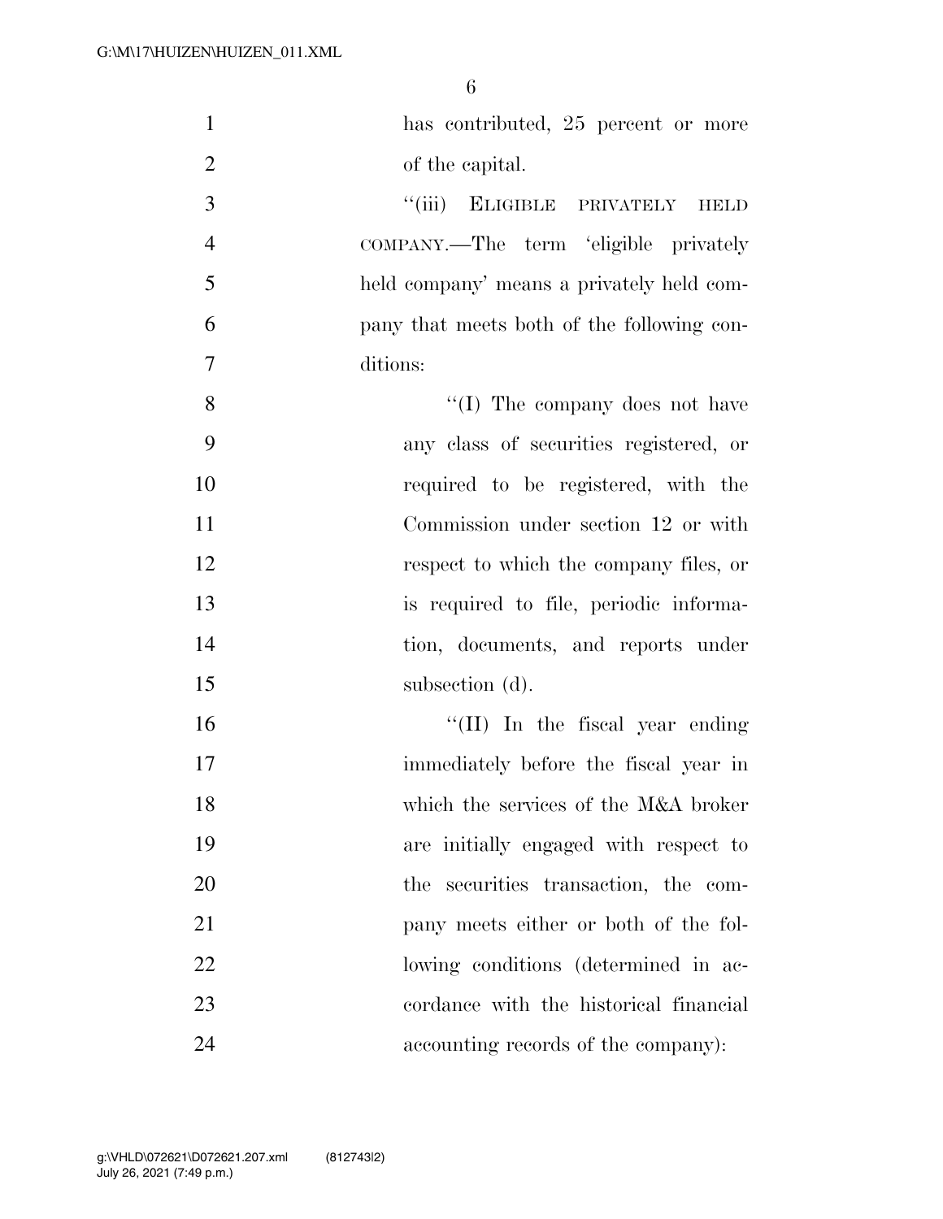has contributed, 25 percent or more of the capital.

"(iii) ELIGIBLE PRIVATELY HELD COMPANY.—The term 'eligible privately held company' means a privately held company that meets both of the following conditions:

"(I) The company does not have any class of securities registered, or required to be registered, with the Commission under section 12 or with respect to which the company files, or is required to file, periodic information, documents, and reports under subsection (d).

"(II) In the fiscal year ending immediately before the fiscal year in which the services of the M&A broker are initially engaged with respect to the securities transaction, the company meets either or both of the following conditions (determined in accordance with the historical financial accounting records of the company):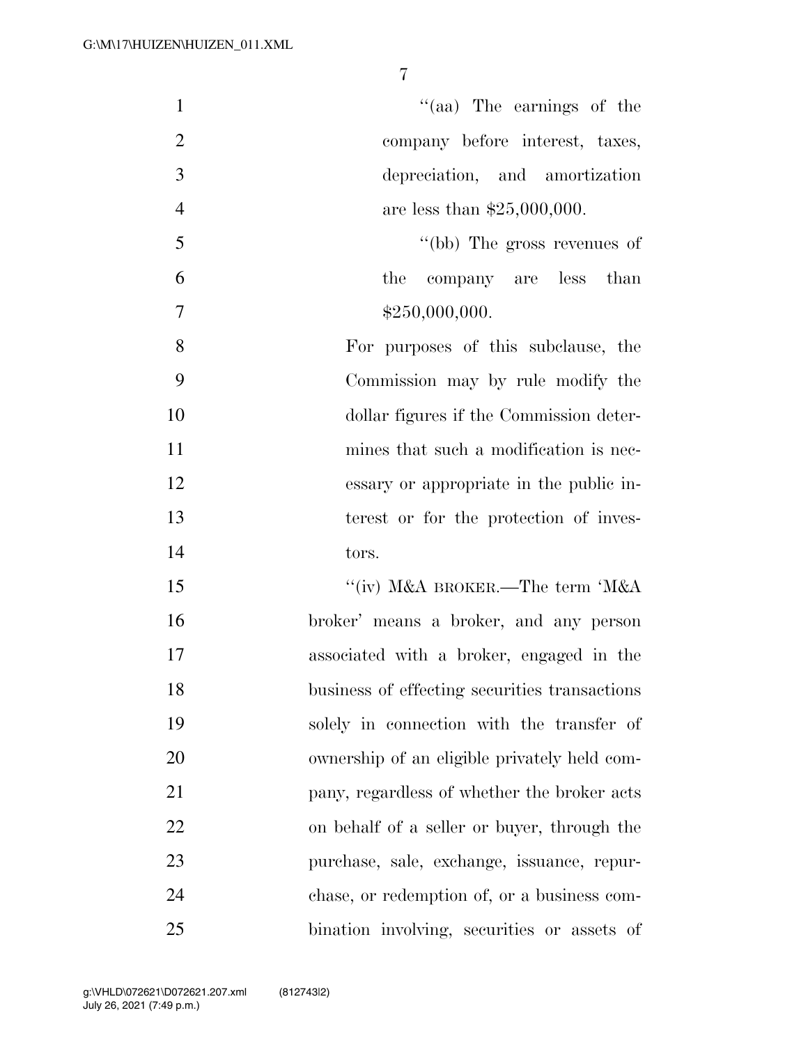''(aa) The earnings of the company before interest, taxes, depreciation, and amortization are less than $25,000,000.

''(bb) The gross revenues of the company are less than $250,000,000.

For purposes of this subclause, the Commission may by rule modify the dollar figures if the Commission determines that such a modification is necessary or appropriate in the public interest or for the protection of investors.

''(iv) M&A BROKER.—The term 'M&A broker' means a broker, and any person associated with a broker, engaged in the business of effecting securities transactions solely in connection with the transfer of ownership of an eligible privately held company, regardless of whether the broker acts on behalf of a seller or buyer, through the purchase, sale, exchange, issuance, repurchase, or redemption of, or a business combination involving, securities or assets of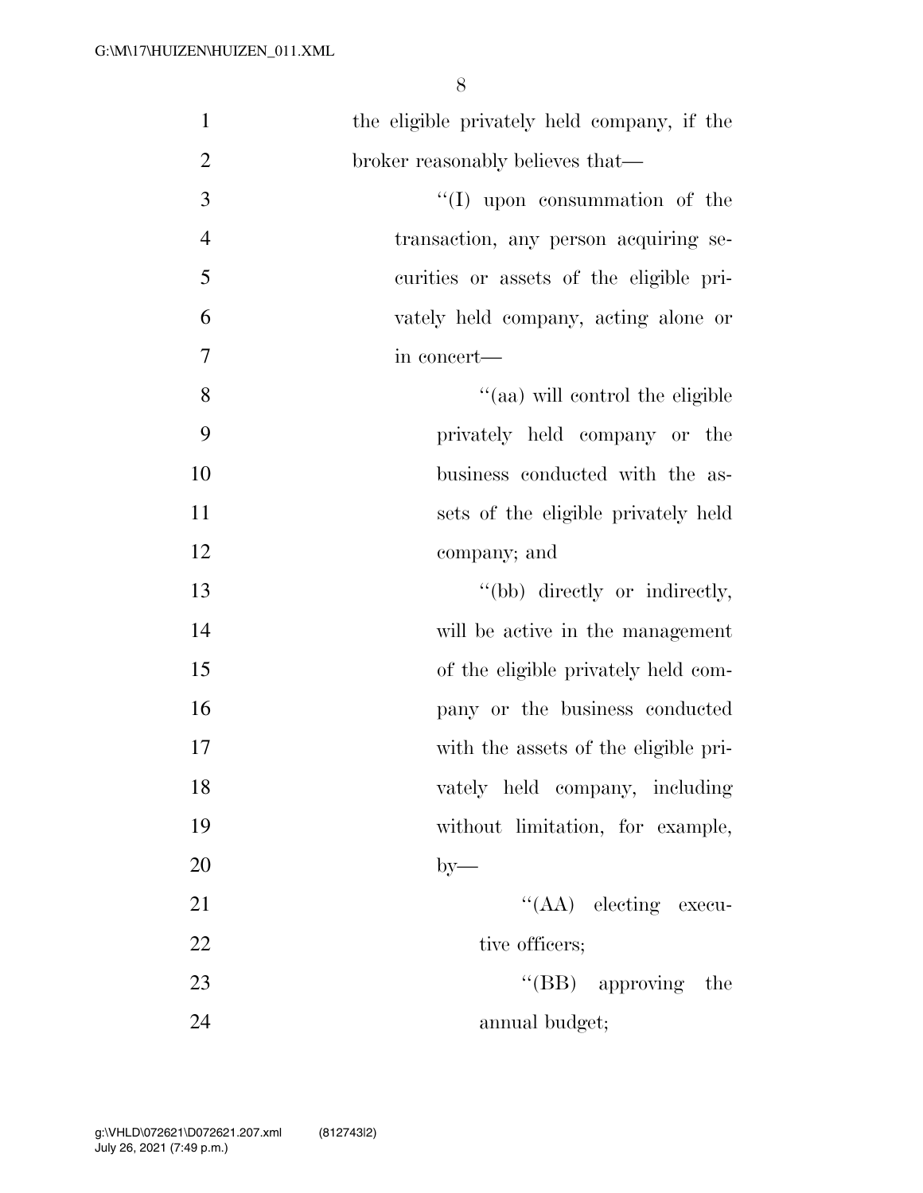the eligible privately held company, if the broker reasonably believes that—

‘‘(I) upon consummation of the transaction, any person acquiring securities or assets of the eligible privately held company, acting alone or in concert—

‘‘(aa) will control the eligible privately held company or the business conducted with the assets of the eligible privately held company; and

‘‘(bb) directly or indirectly, will be active in the management of the eligible privately held company or the business conducted with the assets of the eligible privately held company, including without limitation, for example, by—

‘‘(AA) electing executive officers;

‘‘(BB) approving the annual budget;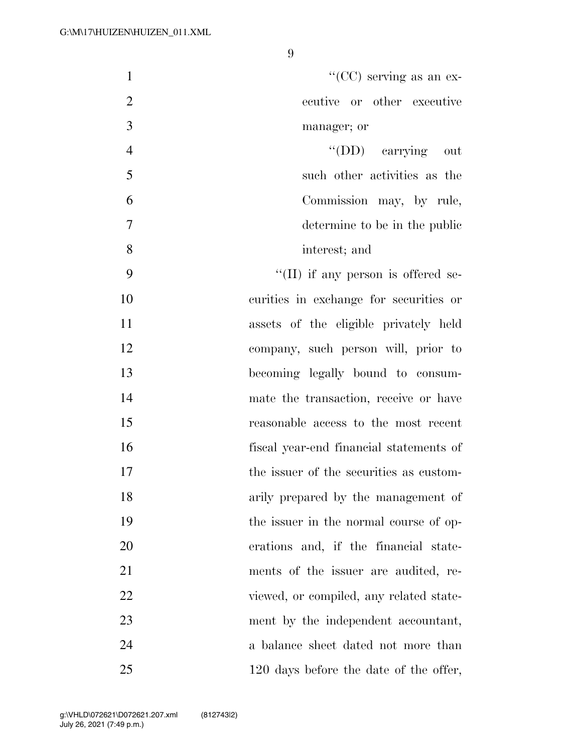"(CC) serving as an executive or other executive manager; or

"(DD) carrying out such other activities as the Commission may, by rule, determine to be in the public interest; and

"(II) if any person is offered securities in exchange for securities or assets of the eligible privately held company, such person will, prior to becoming legally bound to consummate the transaction, receive or have reasonable access to the most recent fiscal year-end financial statements of the issuer of the securities as customarily prepared by the management of the issuer in the normal course of operations and, if the financial statements of the issuer are audited, reviewed, or compiled, any related statement by the independent accountant, a balance sheet dated not more than 120 days before the date of the offer,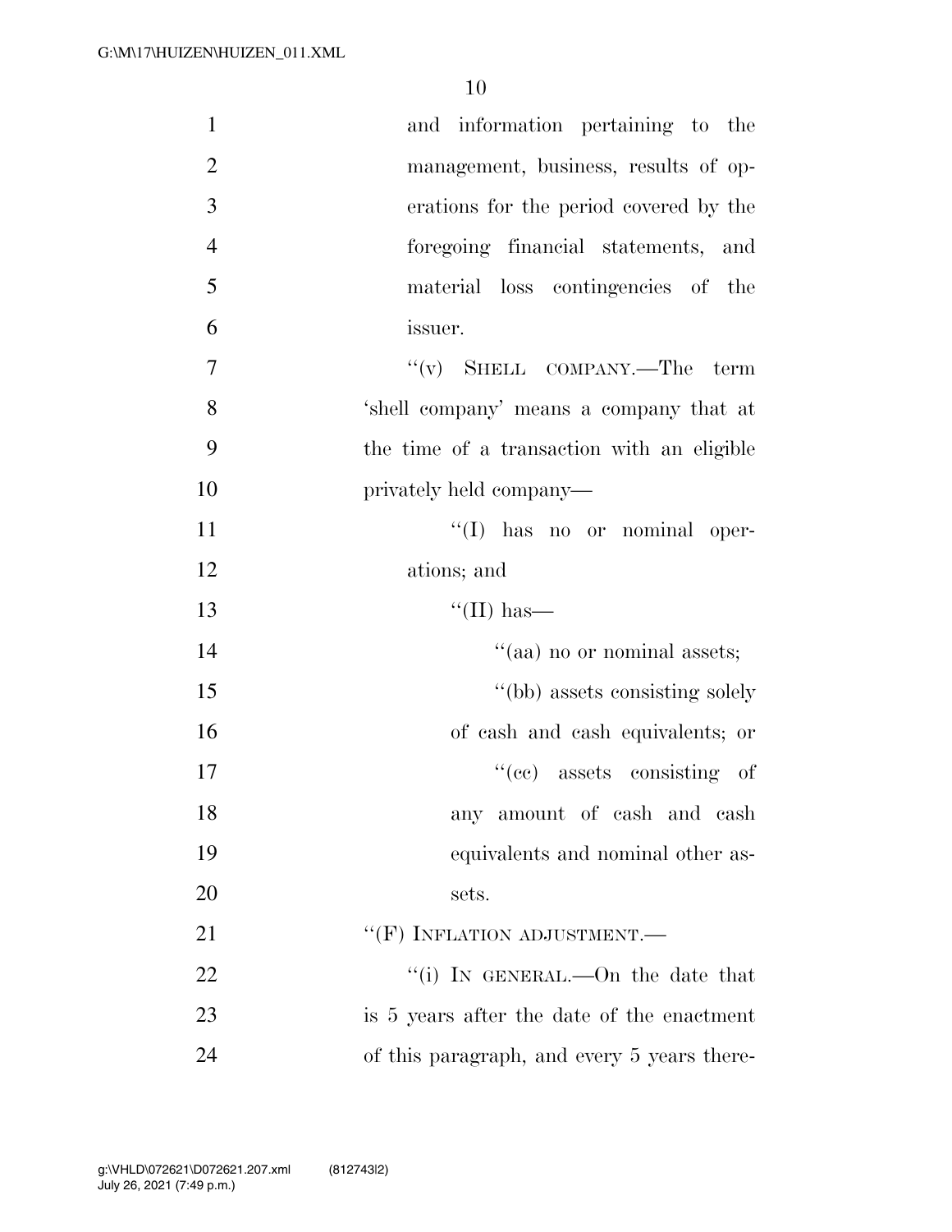and information pertaining to the management, business, results of operations for the period covered by the foregoing financial statements, and material loss contingencies of the issuer.

"(v) SHELL COMPANY.—The term 'shell company' means a company that at the time of a transaction with an eligible privately held company—

"(I) has no or nominal operations; and

"(II) has—

"(aa) no or nominal assets;

"(bb) assets consisting solely of cash and cash equivalents; or

"(cc) assets consisting of any amount of cash and cash equivalents and nominal other assets.

"(F) INFLATION ADJUSTMENT.—

"(i) IN GENERAL.—On the date that is 5 years after the date of the enactment of this paragraph, and every 5 years there-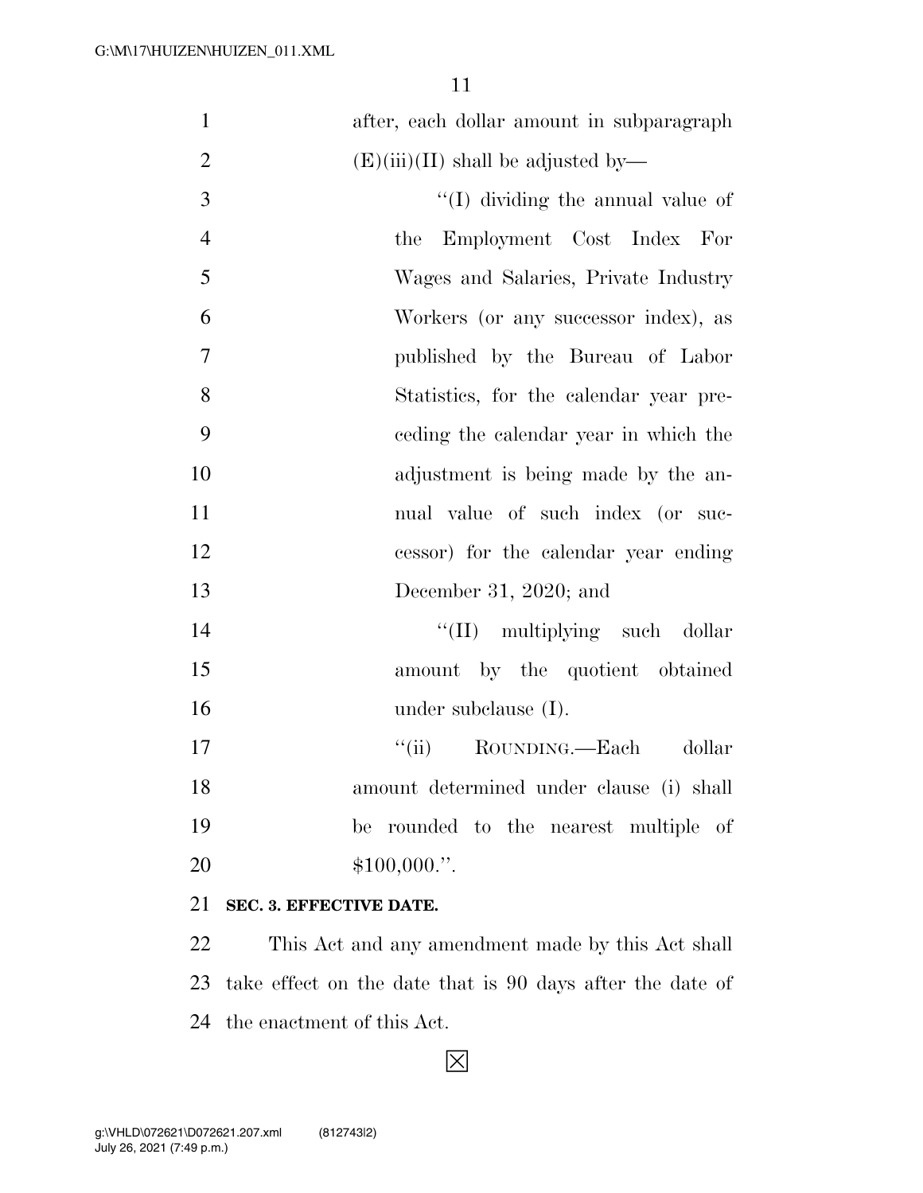after, each dollar amount in subparagraph (E)(iii)(II) shall be adjusted by—

"(I) dividing the annual value of the Employment Cost Index For Wages and Salaries, Private Industry Workers (or any successor index), as published by the Bureau of Labor Statistics, for the calendar year preceding the calendar year in which the adjustment is being made by the annual value of such index (or successor) for the calendar year ending December 31, 2020; and

"(II) multiplying such dollar amount by the quotient obtained under subclause (I).

"(ii) ROUNDING.—Each dollar amount determined under clause (i) shall be rounded to the nearest multiple of $100,000.".

**SEC. 3. EFFECTIVE DATE.**

This Act and any amendment made by this Act shall take effect on the date that is 90 days after the date of the enactment of this Act.